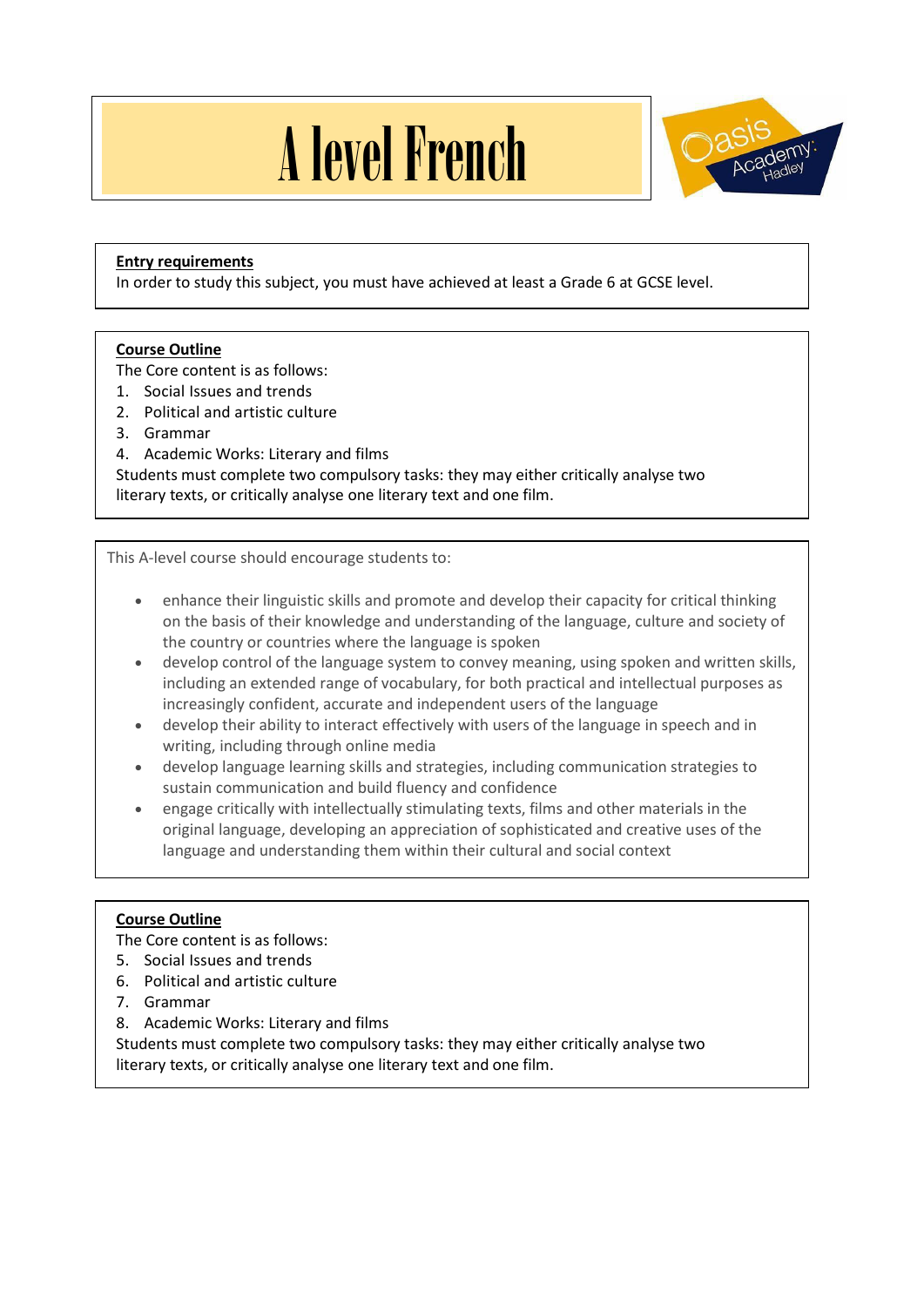# A level French

Oasis Academy Hadley

**Entry requirements**

In order to study this subject, you must have achieved at least a Grade 6 at GCSE level.

**Course Outline**

The Core content is as follows:

1. Social Issues and trends
2. Political and artistic culture
3. Grammar
4. Academic Works: Literary and films

Students must complete two compulsory tasks: they may either critically analyse two literary texts, or critically analyse one literary text and one film.

This A-level course should encourage students to:

- enhance their linguistic skills and promote and develop their capacity for critical thinking on the basis of their knowledge and understanding of the language, culture and society of the country or countries where the language is spoken
- develop control of the language system to convey meaning, using spoken and written skills, including an extended range of vocabulary, for both practical and intellectual purposes as increasingly confident, accurate and independent users of the language
- develop their ability to interact effectively with users of the language in speech and in writing, including through online media
- develop language learning skills and strategies, including communication strategies to sustain communication and build fluency and confidence
- engage critically with intellectually stimulating texts, films and other materials in the original language, developing an appreciation of sophisticated and creative uses of the language and understanding them within their cultural and social context

**Course Outline**

The Core content is as follows:

5. Social Issues and trends
6. Political and artistic culture
7. Grammar
8. Academic Works: Literary and films

Students must complete two compulsory tasks: they may either critically analyse two literary texts, or critically analyse one literary text and one film.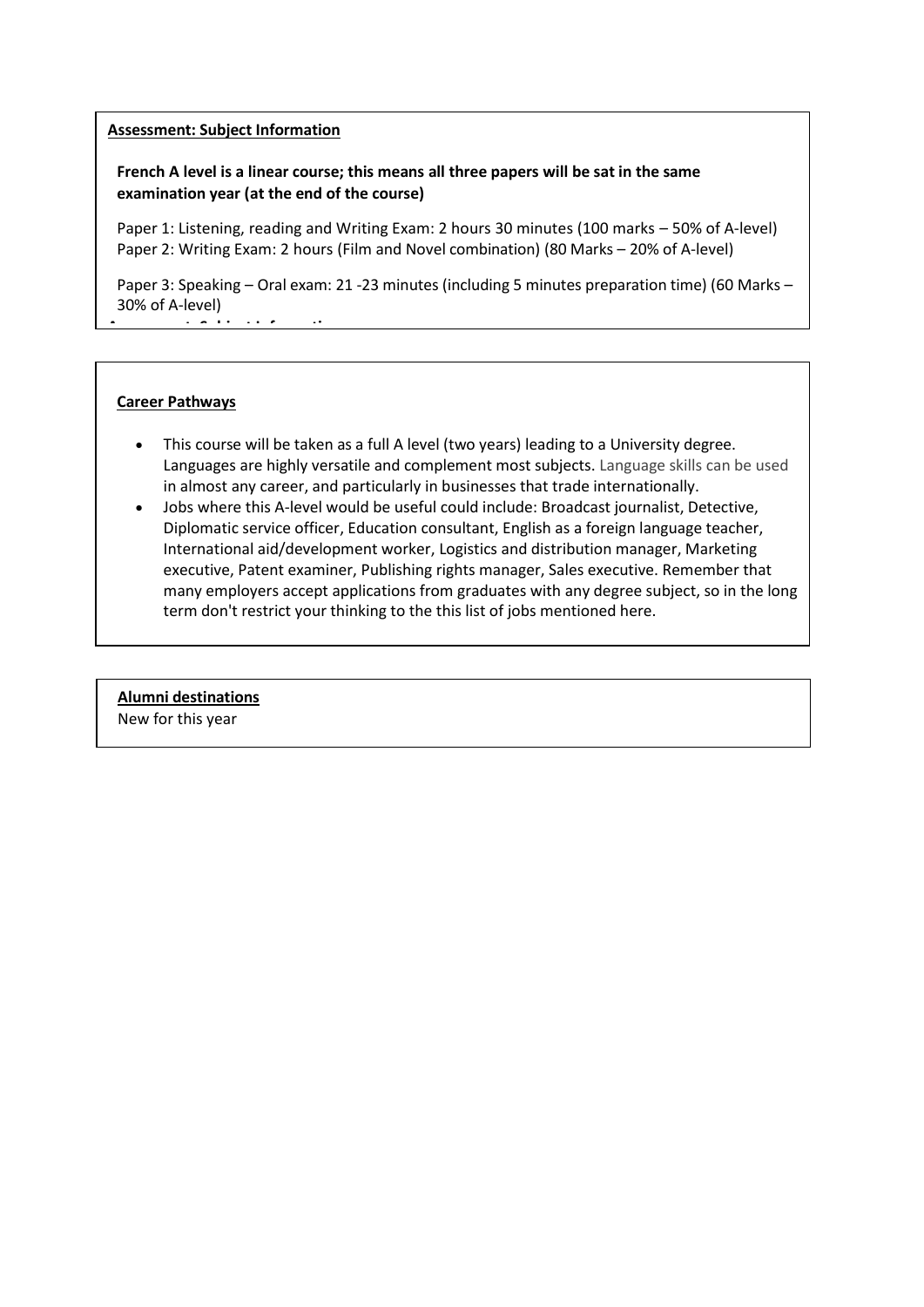**Assessment: Subject Information**

**French A level is a linear course; this means all three papers will be sat in the same examination year (at the end of the course)**

Paper 1: Listening, reading and Writing Exam: 2 hours 30 minutes (100 marks – 50% of A-level)
Paper 2: Writing Exam: 2 hours (Film and Novel combination) (80 Marks – 20% of A-level)

Paper 3: Speaking – Oral exam: 21 -23 minutes (including 5 minutes preparation time) (60 Marks – 30% of A-level)

**Career Pathways**

- This course will be taken as a full A level (two years) leading to a University degree. Languages are highly versatile and complement most subjects. Language skills can be used in almost any career, and particularly in businesses that trade internationally.
- Jobs where this A-level would be useful could include: Broadcast journalist, Detective, Diplomatic service officer, Education consultant, English as a foreign language teacher, International aid/development worker, Logistics and distribution manager, Marketing executive, Patent examiner, Publishing rights manager, Sales executive. Remember that many employers accept applications from graduates with any degree subject, so in the long term don't restrict your thinking to the this list of jobs mentioned here.

**Alumni destinations**

New for this year